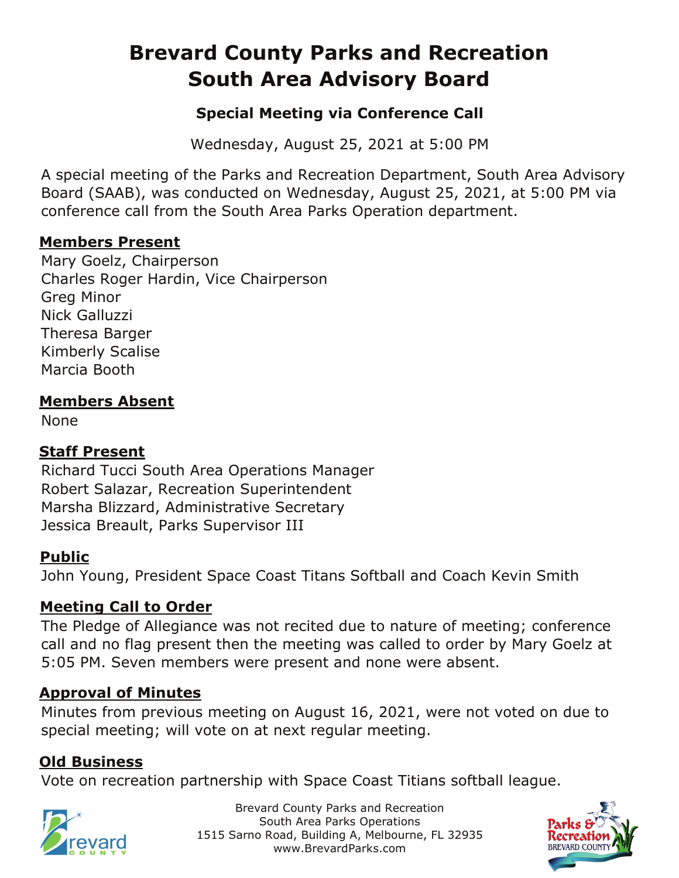# Brevard County Parks and Recreation South Area Advisory Board

### Special Meeting via Conference Call

Wednesday, August 25, 2021 at 5:00 PM

A special meeting of the Parks and Recreation Department, South Area Advisory Board (SAAB), was conducted on Wednesday, August 25, 2021, at 5:00 PM via conference call from the South Area Parks Operation department.

## Members Present

Mary Goelz, Chairperson
Charles Roger Hardin, Vice Chairperson
Greg Minor
Nick Galluzzi
Theresa Barger
Kimberly Scalise
Marcia Booth

## Members Absent

None

## Staff Present

Richard Tucci South Area Operations Manager
Robert Salazar, Recreation Superintendent
Marsha Blizzard, Administrative Secretary
Jessica Breault, Parks Supervisor III

## Public

John Young, President Space Coast Titans Softball and Coach Kevin Smith

## Meeting Call to Order

The Pledge of Allegiance was not recited due to nature of meeting; conference call and no flag present then the meeting was called to order by Mary Goelz at 5:05 PM. Seven members were present and none were absent.

## Approval of Minutes

Minutes from previous meeting on August 16, 2021, were not voted on due to special meeting; will vote on at next regular meeting.

## Old Business

Vote on recreation partnership with Space Coast Titians softball league.

Brevard County Parks and Recreation
South Area Parks Operations
1515 Sarno Road, Building A, Melbourne, FL 32935
www.BrevardParks.com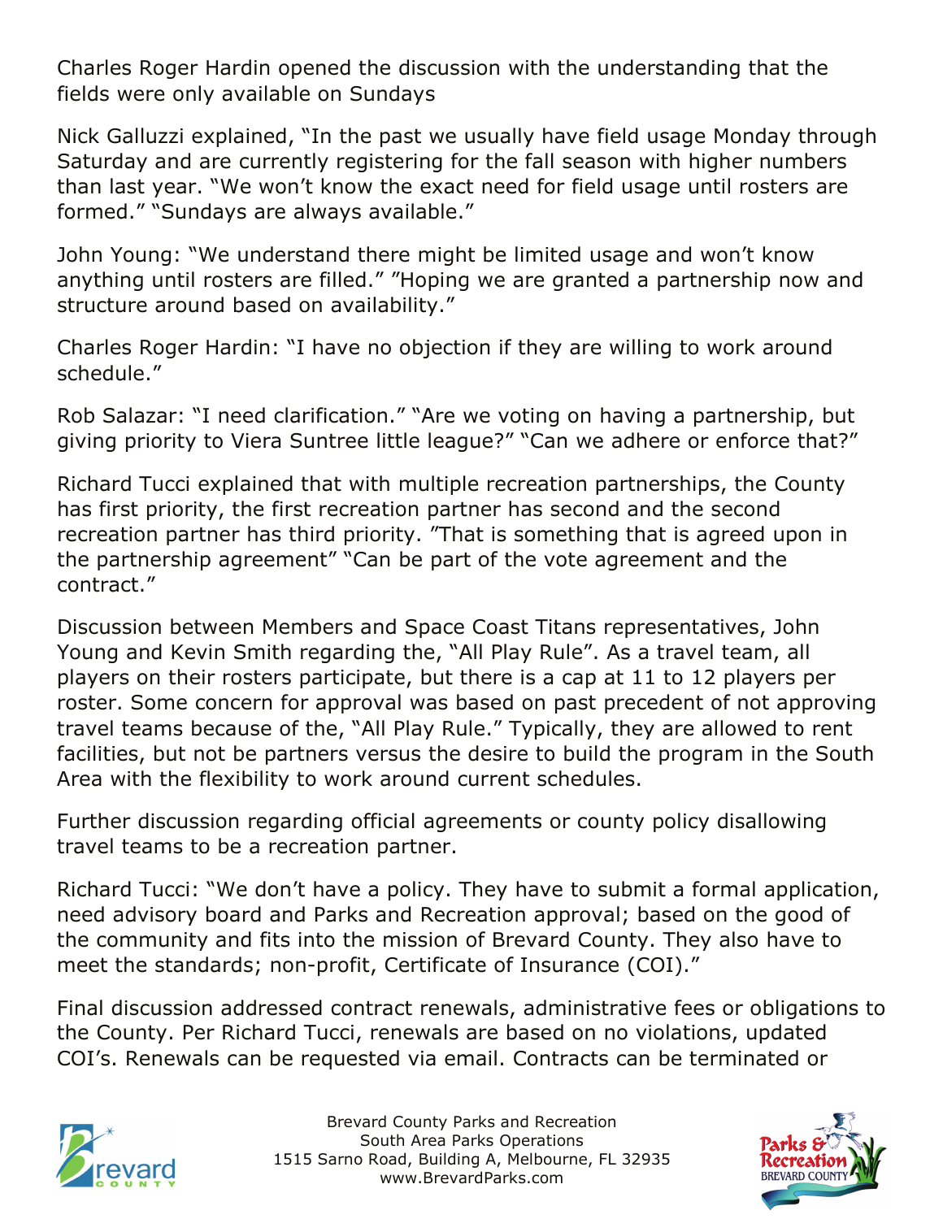Charles Roger Hardin opened the discussion with the understanding that the fields were only available on Sundays

Nick Galluzzi explained, "In the past we usually have field usage Monday through Saturday and are currently registering for the fall season with higher numbers than last year. "We won't know the exact need for field usage until rosters are formed." "Sundays are always available."

John Young: "We understand there might be limited usage and won't know anything until rosters are filled." "Hoping we are granted a partnership now and structure around based on availability."

Charles Roger Hardin: "I have no objection if they are willing to work around schedule."

Rob Salazar: "I need clarification." "Are we voting on having a partnership, but giving priority to Viera Suntree little league?" "Can we adhere or enforce that?"

Richard Tucci explained that with multiple recreation partnerships, the County has first priority, the first recreation partner has second and the second recreation partner has third priority. "That is something that is agreed upon in the partnership agreement" "Can be part of the vote agreement and the contract."

Discussion between Members and Space Coast Titans representatives, John Young and Kevin Smith regarding the, "All Play Rule". As a travel team, all players on their rosters participate, but there is a cap at 11 to 12 players per roster. Some concern for approval was based on past precedent of not approving travel teams because of the, "All Play Rule." Typically, they are allowed to rent facilities, but not be partners versus the desire to build the program in the South Area with the flexibility to work around current schedules.

Further discussion regarding official agreements or county policy disallowing travel teams to be a recreation partner.

Richard Tucci: "We don't have a policy. They have to submit a formal application, need advisory board and Parks and Recreation approval; based on the good of the community and fits into the mission of Brevard County. They also have to meet the standards; non-profit, Certificate of Insurance (COI)."

Final discussion addressed contract renewals, administrative fees or obligations to the County. Per Richard Tucci, renewals are based on no violations, updated COI's. Renewals can be requested via email. Contracts can be terminated or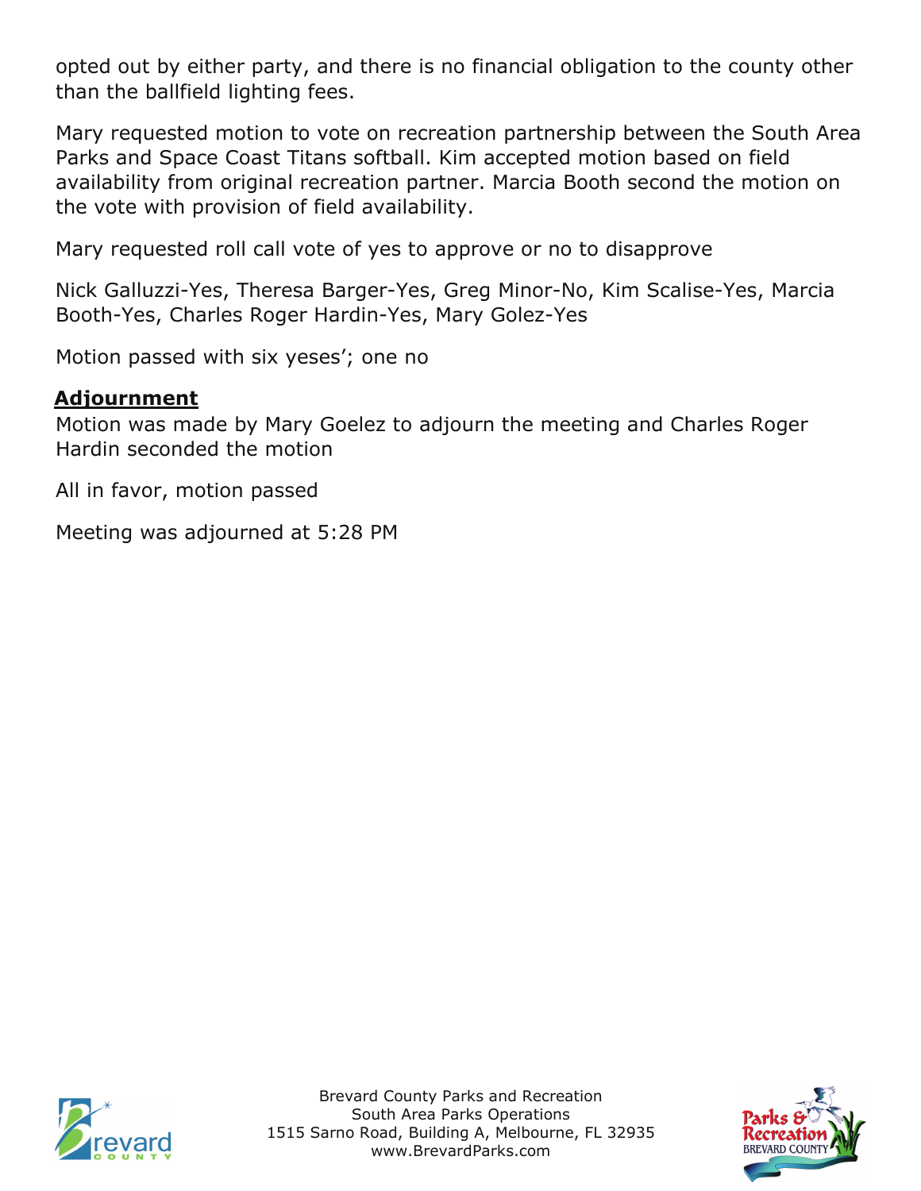opted out by either party, and there is no financial obligation to the county other than the ballfield lighting fees.

Mary requested motion to vote on recreation partnership between the South Area Parks and Space Coast Titans softball. Kim accepted motion based on field availability from original recreation partner. Marcia Booth second the motion on the vote with provision of field availability.

Mary requested roll call vote of yes to approve or no to disapprove

Nick Galluzzi-Yes, Theresa Barger-Yes, Greg Minor-No, Kim Scalise-Yes, Marcia Booth-Yes, Charles Roger Hardin-Yes, Mary Golez-Yes

Motion passed with six yeses'; one no

**Adjournment**

Motion was made by Mary Goelez to adjourn the meeting and Charles Roger Hardin seconded the motion

All in favor, motion passed

Meeting was adjourned at 5:28 PM